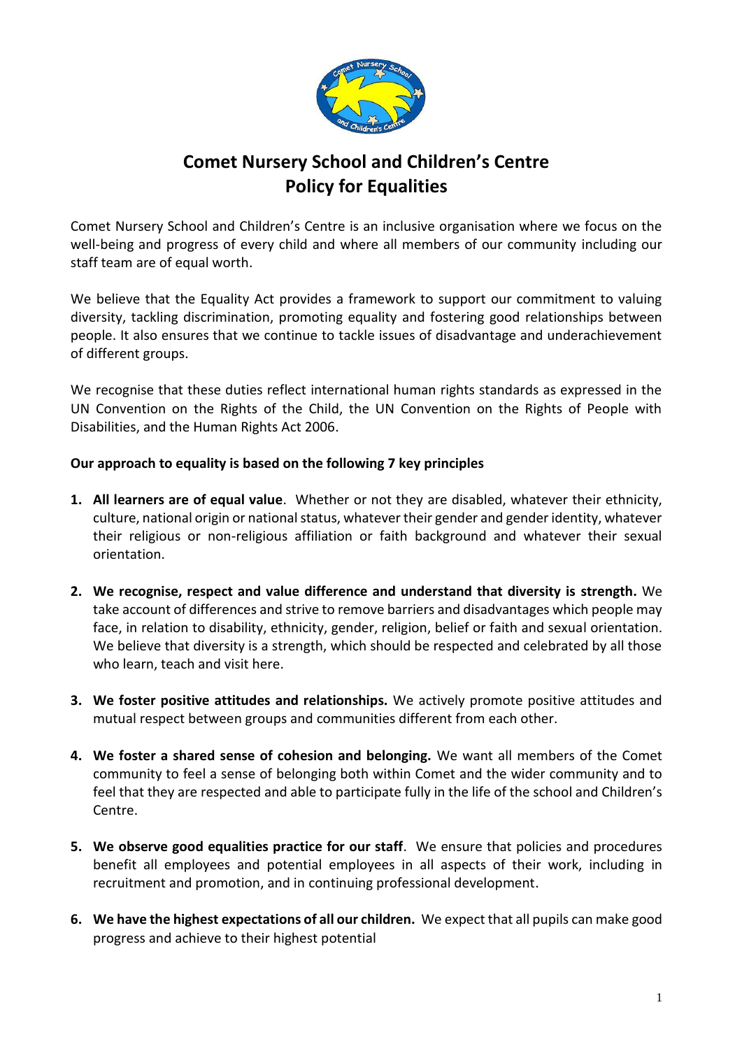# Comet Nursery School and Children's Centre
# Policy for Equalities

Comet Nursery School and Children's Centre is an inclusive organisation where we focus on the well-being and progress of every child and where all members of our community including our staff team are of equal worth.

We believe that the Equality Act provides a framework to support our commitment to valuing diversity, tackling discrimination, promoting equality and fostering good relationships between people. It also ensures that we continue to tackle issues of disadvantage and underachievement of different groups.

We recognise that these duties reflect international human rights standards as expressed in the UN Convention on the Rights of the Child, the UN Convention on the Rights of People with Disabilities, and the Human Rights Act 2006.

**Our approach to equality is based on the following 7 key principles**

1. **All learners are of equal value**. Whether or not they are disabled, whatever their ethnicity, culture, national origin or national status, whatever their gender and gender identity, whatever their religious or non-religious affiliation or faith background and whatever their sexual orientation.

2. **We recognise, respect and value difference and understand that diversity is strength.** We take account of differences and strive to remove barriers and disadvantages which people may face, in relation to disability, ethnicity, gender, religion, belief or faith and sexual orientation. We believe that diversity is a strength, which should be respected and celebrated by all those who learn, teach and visit here.

3. **We foster positive attitudes and relationships.** We actively promote positive attitudes and mutual respect between groups and communities different from each other.

4. **We foster a shared sense of cohesion and belonging.** We want all members of the Comet community to feel a sense of belonging both within Comet and the wider community and to feel that they are respected and able to participate fully in the life of the school and Children's Centre.

5. **We observe good equalities practice for our staff**. We ensure that policies and procedures benefit all employees and potential employees in all aspects of their work, including in recruitment and promotion, and in continuing professional development.

6. **We have the highest expectations of all our children.** We expect that all pupils can make good progress and achieve to their highest potential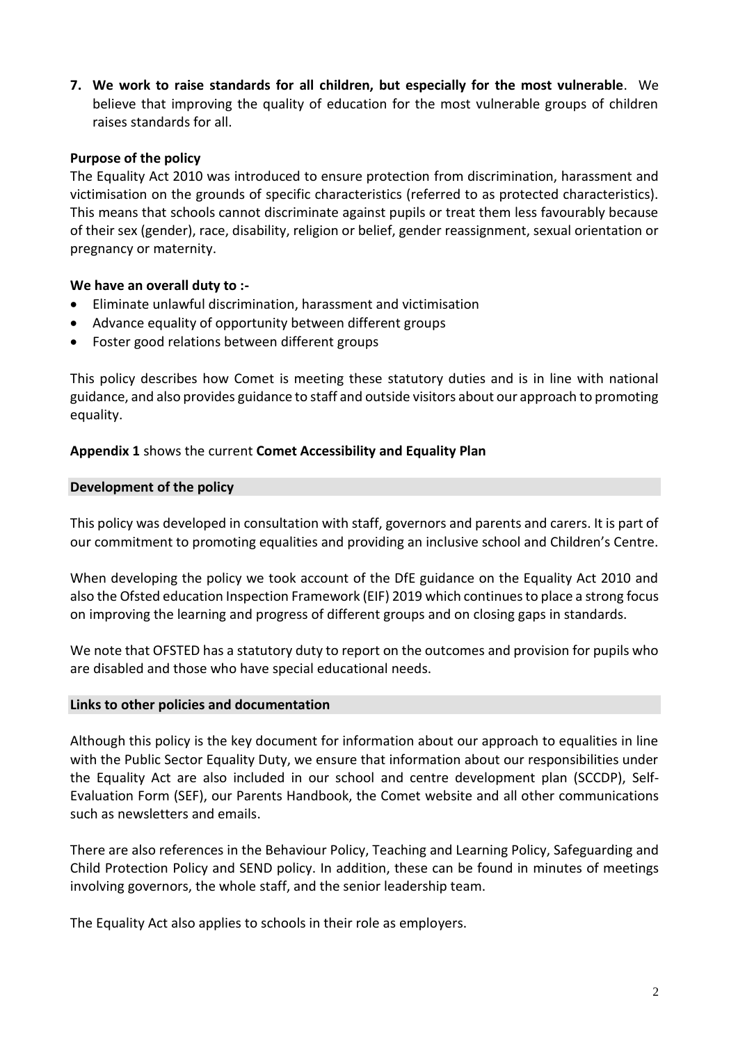7. **We work to raise standards for all children, but especially for the most vulnerable**. We believe that improving the quality of education for the most vulnerable groups of children raises standards for all.

**Purpose of the policy**

The Equality Act 2010 was introduced to ensure protection from discrimination, harassment and victimisation on the grounds of specific characteristics (referred to as protected characteristics). This means that schools cannot discriminate against pupils or treat them less favourably because of their sex (gender), race, disability, religion or belief, gender reassignment, sexual orientation or pregnancy or maternity.

**We have an overall duty to :-**

- Eliminate unlawful discrimination, harassment and victimisation
- Advance equality of opportunity between different groups
- Foster good relations between different groups

This policy describes how Comet is meeting these statutory duties and is in line with national guidance, and also provides guidance to staff and outside visitors about our approach to promoting equality.

**Appendix 1** shows the current **Comet Accessibility and Equality Plan**

## Development of the policy

This policy was developed in consultation with staff, governors and parents and carers. It is part of our commitment to promoting equalities and providing an inclusive school and Children's Centre.

When developing the policy we took account of the DfE guidance on the Equality Act 2010 and also the Ofsted education Inspection Framework (EIF) 2019 which continues to place a strong focus on improving the learning and progress of different groups and on closing gaps in standards.

We note that OFSTED has a statutory duty to report on the outcomes and provision for pupils who are disabled and those who have special educational needs.

## Links to other policies and documentation

Although this policy is the key document for information about our approach to equalities in line with the Public Sector Equality Duty, we ensure that information about our responsibilities under the Equality Act are also included in our school and centre development plan (SCCDP), Self-Evaluation Form (SEF), our Parents Handbook, the Comet website and all other communications such as newsletters and emails.

There are also references in the Behaviour Policy, Teaching and Learning Policy, Safeguarding and Child Protection Policy and SEND policy. In addition, these can be found in minutes of meetings involving governors, the whole staff, and the senior leadership team.

The Equality Act also applies to schools in their role as employers.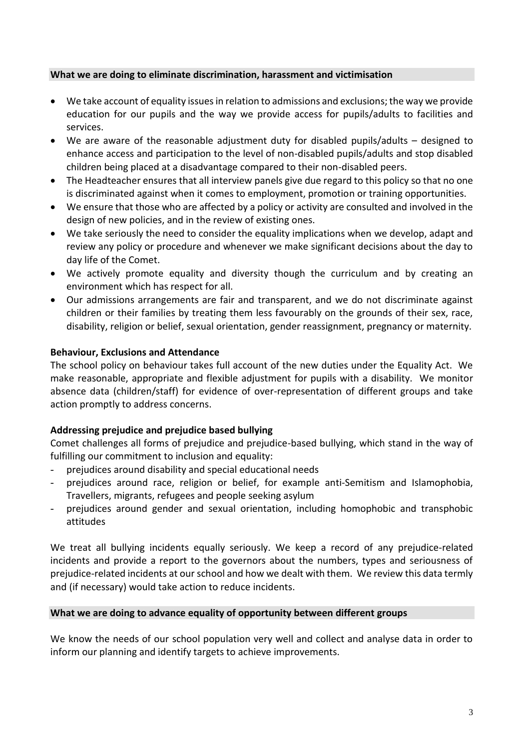## What we are doing to eliminate discrimination, harassment and victimisation

- We take account of equality issues in relation to admissions and exclusions; the way we provide education for our pupils and the way we provide access for pupils/adults to facilities and services.
- We are aware of the reasonable adjustment duty for disabled pupils/adults – designed to enhance access and participation to the level of non-disabled pupils/adults and stop disabled children being placed at a disadvantage compared to their non-disabled peers.
- The Headteacher ensures that all interview panels give due regard to this policy so that no one is discriminated against when it comes to employment, promotion or training opportunities.
- We ensure that those who are affected by a policy or activity are consulted and involved in the design of new policies, and in the review of existing ones.
- We take seriously the need to consider the equality implications when we develop, adapt and review any policy or procedure and whenever we make significant decisions about the day to day life of the Comet.
- We actively promote equality and diversity though the curriculum and by creating an environment which has respect for all.
- Our admissions arrangements are fair and transparent, and we do not discriminate against children or their families by treating them less favourably on the grounds of their sex, race, disability, religion or belief, sexual orientation, gender reassignment, pregnancy or maternity.

**Behaviour, Exclusions and Attendance**

The school policy on behaviour takes full account of the new duties under the Equality Act. We make reasonable, appropriate and flexible adjustment for pupils with a disability. We monitor absence data (children/staff) for evidence of over-representation of different groups and take action promptly to address concerns.

**Addressing prejudice and prejudice based bullying**

Comet challenges all forms of prejudice and prejudice-based bullying, which stand in the way of fulfilling our commitment to inclusion and equality:

- prejudices around disability and special educational needs
- prejudices around race, religion or belief, for example anti-Semitism and Islamophobia, Travellers, migrants, refugees and people seeking asylum
- prejudices around gender and sexual orientation, including homophobic and transphobic attitudes

We treat all bullying incidents equally seriously. We keep a record of any prejudice-related incidents and provide a report to the governors about the numbers, types and seriousness of prejudice-related incidents at our school and how we dealt with them. We review this data termly and (if necessary) would take action to reduce incidents.

## What we are doing to advance equality of opportunity between different groups

We know the needs of our school population very well and collect and analyse data in order to inform our planning and identify targets to achieve improvements.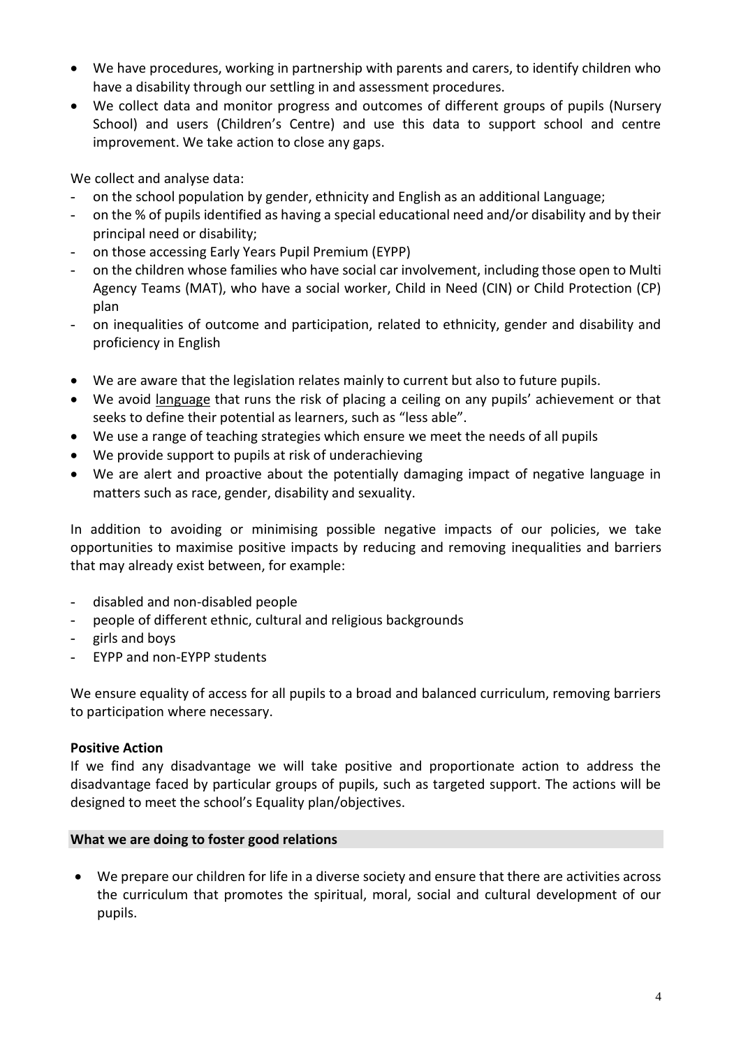- We have procedures, working in partnership with parents and carers, to identify children who have a disability through our settling in and assessment procedures.
- We collect data and monitor progress and outcomes of different groups of pupils (Nursery School) and users (Children's Centre) and use this data to support school and centre improvement. We take action to close any gaps.

We collect and analyse data:

- on the school population by gender, ethnicity and English as an additional Language;
- on the % of pupils identified as having a special educational need and/or disability and by their principal need or disability;
- on those accessing Early Years Pupil Premium (EYPP)
- on the children whose families who have social car involvement, including those open to Multi Agency Teams (MAT), who have a social worker, Child in Need (CIN) or Child Protection (CP) plan
- on inequalities of outcome and participation, related to ethnicity, gender and disability and proficiency in English

- We are aware that the legislation relates mainly to current but also to future pupils.
- We avoid language that runs the risk of placing a ceiling on any pupils' achievement or that seeks to define their potential as learners, such as "less able".
- We use a range of teaching strategies which ensure we meet the needs of all pupils
- We provide support to pupils at risk of underachieving
- We are alert and proactive about the potentially damaging impact of negative language in matters such as race, gender, disability and sexuality.

In addition to avoiding or minimising possible negative impacts of our policies, we take opportunities to maximise positive impacts by reducing and removing inequalities and barriers that may already exist between, for example:

- disabled and non-disabled people
- people of different ethnic, cultural and religious backgrounds
- girls and boys
- EYPP and non-EYPP students

We ensure equality of access for all pupils to a broad and balanced curriculum, removing barriers to participation where necessary.

**Positive Action**

If we find any disadvantage we will take positive and proportionate action to address the disadvantage faced by particular groups of pupils, such as targeted support. The actions will be designed to meet the school's Equality plan/objectives.

**What we are doing to foster good relations**

- We prepare our children for life in a diverse society and ensure that there are activities across the curriculum that promotes the spiritual, moral, social and cultural development of our pupils.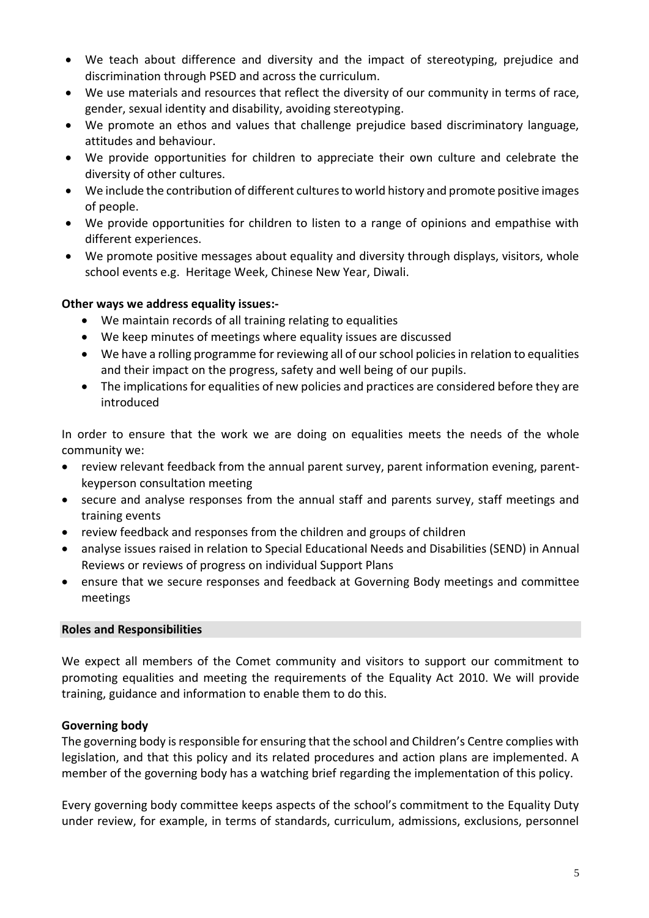- We teach about difference and diversity and the impact of stereotyping, prejudice and discrimination through PSED and across the curriculum.
- We use materials and resources that reflect the diversity of our community in terms of race, gender, sexual identity and disability, avoiding stereotyping.
- We promote an ethos and values that challenge prejudice based discriminatory language, attitudes and behaviour.
- We provide opportunities for children to appreciate their own culture and celebrate the diversity of other cultures.
- We include the contribution of different cultures to world history and promote positive images of people.
- We provide opportunities for children to listen to a range of opinions and empathise with different experiences.
- We promote positive messages about equality and diversity through displays, visitors, whole school events e.g. Heritage Week, Chinese New Year, Diwali.

**Other ways we address equality issues:-**

- We maintain records of all training relating to equalities
- We keep minutes of meetings where equality issues are discussed
- We have a rolling programme for reviewing all of our school policies in relation to equalities and their impact on the progress, safety and well being of our pupils.
- The implications for equalities of new policies and practices are considered before they are introduced

In order to ensure that the work we are doing on equalities meets the needs of the whole community we:

- review relevant feedback from the annual parent survey, parent information evening, parent-keyperson consultation meeting
- secure and analyse responses from the annual staff and parents survey, staff meetings and training events
- review feedback and responses from the children and groups of children
- analyse issues raised in relation to Special Educational Needs and Disabilities (SEND) in Annual Reviews or reviews of progress on individual Support Plans
- ensure that we secure responses and feedback at Governing Body meetings and committee meetings

## Roles and Responsibilities

We expect all members of the Comet community and visitors to support our commitment to promoting equalities and meeting the requirements of the Equality Act 2010. We will provide training, guidance and information to enable them to do this.

**Governing body**

The governing body is responsible for ensuring that the school and Children's Centre complies with legislation, and that this policy and its related procedures and action plans are implemented. A member of the governing body has a watching brief regarding the implementation of this policy.

Every governing body committee keeps aspects of the school's commitment to the Equality Duty under review, for example, in terms of standards, curriculum, admissions, exclusions, personnel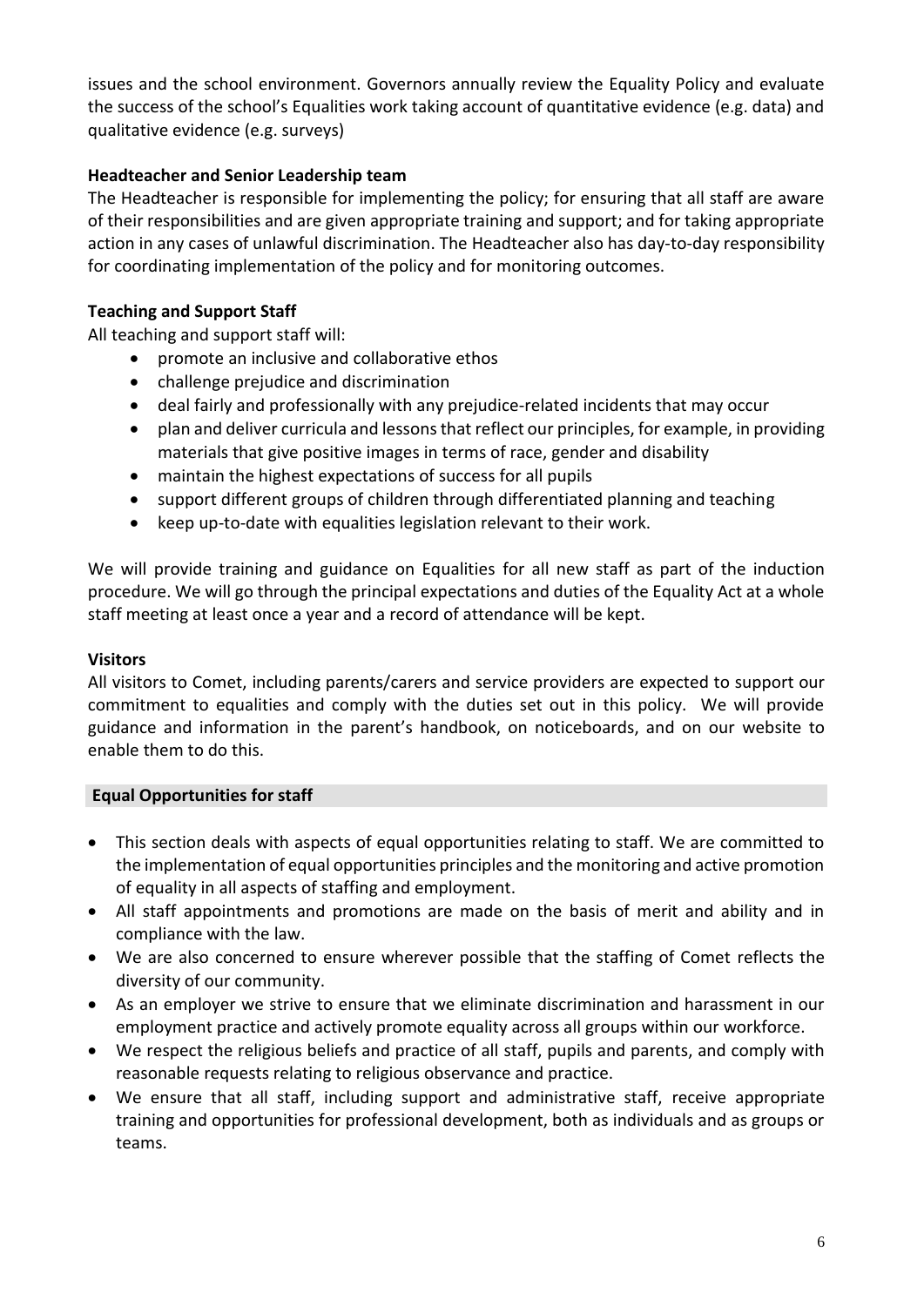issues and the school environment. Governors annually review the Equality Policy and evaluate the success of the school's Equalities work taking account of quantitative evidence (e.g. data) and qualitative evidence (e.g. surveys)

**Headteacher and Senior Leadership team**

The Headteacher is responsible for implementing the policy; for ensuring that all staff are aware of their responsibilities and are given appropriate training and support; and for taking appropriate action in any cases of unlawful discrimination. The Headteacher also has day-to-day responsibility for coordinating implementation of the policy and for monitoring outcomes.

**Teaching and Support Staff**

All teaching and support staff will:

- promote an inclusive and collaborative ethos
- challenge prejudice and discrimination
- deal fairly and professionally with any prejudice-related incidents that may occur
- plan and deliver curricula and lessons that reflect our principles, for example, in providing materials that give positive images in terms of race, gender and disability
- maintain the highest expectations of success for all pupils
- support different groups of children through differentiated planning and teaching
- keep up-to-date with equalities legislation relevant to their work.

We will provide training and guidance on Equalities for all new staff as part of the induction procedure. We will go through the principal expectations and duties of the Equality Act at a whole staff meeting at least once a year and a record of attendance will be kept.

**Visitors**

All visitors to Comet, including parents/carers and service providers are expected to support our commitment to equalities and comply with the duties set out in this policy. We will provide guidance and information in the parent's handbook, on noticeboards, and on our website to enable them to do this.

## Equal Opportunities for staff

- This section deals with aspects of equal opportunities relating to staff. We are committed to the implementation of equal opportunities principles and the monitoring and active promotion of equality in all aspects of staffing and employment.
- All staff appointments and promotions are made on the basis of merit and ability and in compliance with the law.
- We are also concerned to ensure wherever possible that the staffing of Comet reflects the diversity of our community.
- As an employer we strive to ensure that we eliminate discrimination and harassment in our employment practice and actively promote equality across all groups within our workforce.
- We respect the religious beliefs and practice of all staff, pupils and parents, and comply with reasonable requests relating to religious observance and practice.
- We ensure that all staff, including support and administrative staff, receive appropriate training and opportunities for professional development, both as individuals and as groups or teams.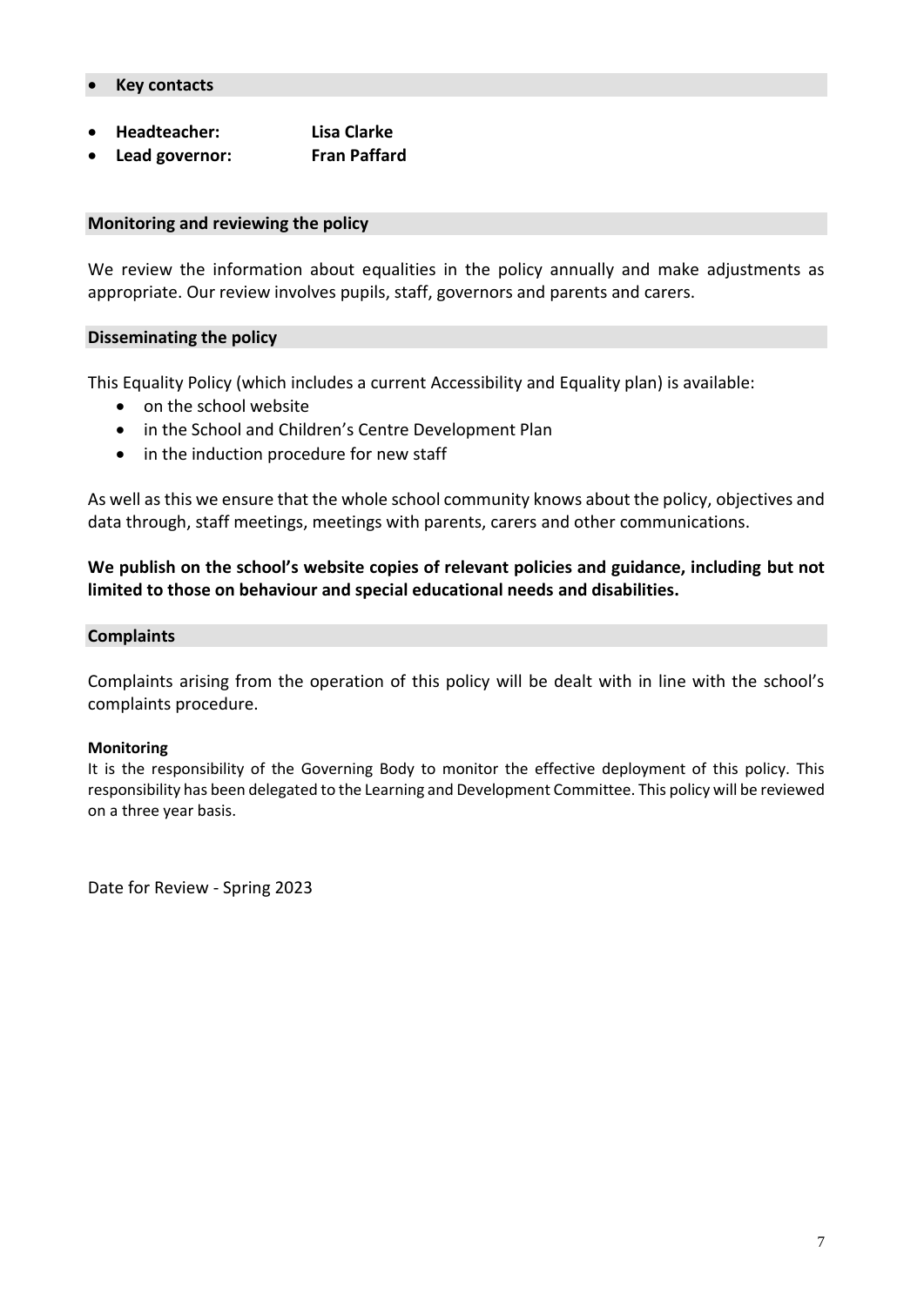- **Key contacts**

- **Headteacher:** **Lisa Clarke**
- **Lead governor:** **Fran Paffard**

## Monitoring and reviewing the policy

We review the information about equalities in the policy annually and make adjustments as appropriate. Our review involves pupils, staff, governors and parents and carers.

## Disseminating the policy

This Equality Policy (which includes a current Accessibility and Equality plan) is available:

- on the school website
- in the School and Children's Centre Development Plan
- in the induction procedure for new staff

As well as this we ensure that the whole school community knows about the policy, objectives and data through, staff meetings, meetings with parents, carers and other communications.

**We publish on the school's website copies of relevant policies and guidance, including but not limited to those on behaviour and special educational needs and disabilities.**

## Complaints

Complaints arising from the operation of this policy will be dealt with in line with the school's complaints procedure.

**Monitoring**

It is the responsibility of the Governing Body to monitor the effective deployment of this policy. This responsibility has been delegated to the Learning and Development Committee. This policy will be reviewed on a three year basis.

Date for Review - Spring 2023